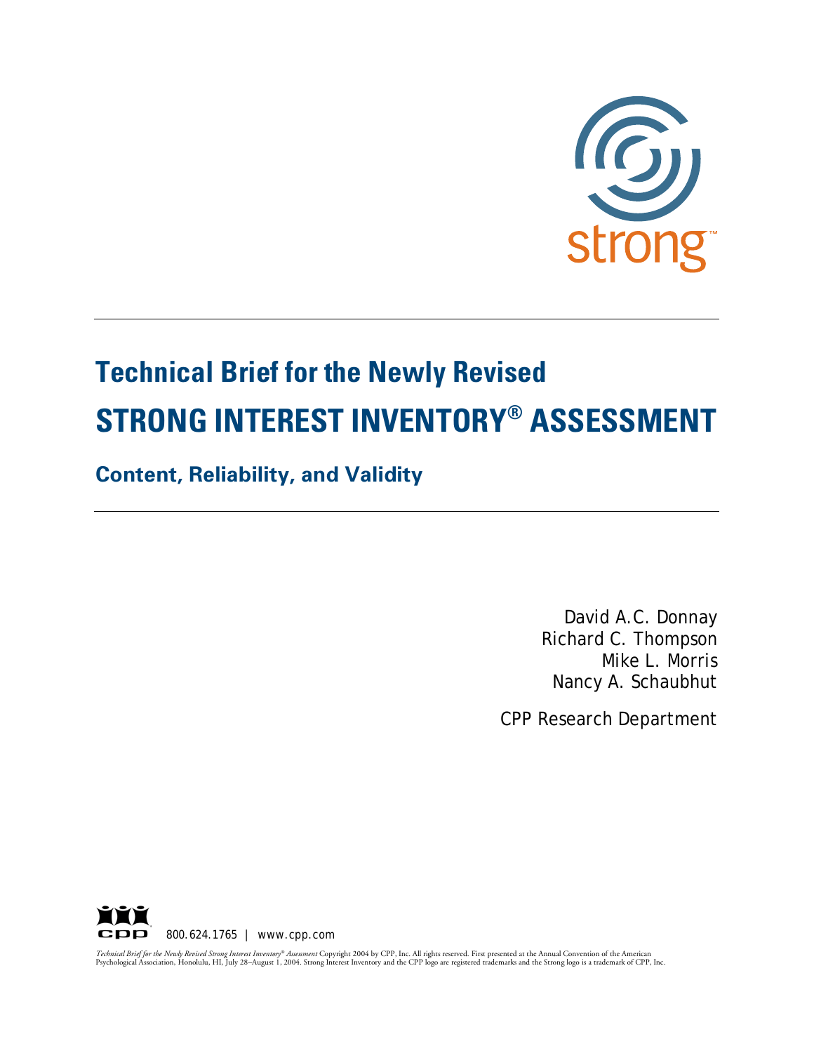strong™

# Technical Brief for the Newly Revised

# STRONG INTEREST INVENTORY® ASSESSMENT

## Content, Reliability, and Validity

David A.C. Donnay
Richard C. Thompson
Mike L. Morris
Nancy A. Schaubhut

CPP Research Department

800.624.1765 | www.cpp.com

*Technical Brief for the Newly Revised Strong Interest Inventory® Assessment* Copyright 2004 by CPP, Inc. All rights reserved. First presented at the Annual Convention of the American Psychological Association, Honolulu, HI, July 28–August 1, 2004. Strong Interest Inventory and the CPP logo are registered trademarks and the Strong logo is a trademark of CPP, Inc.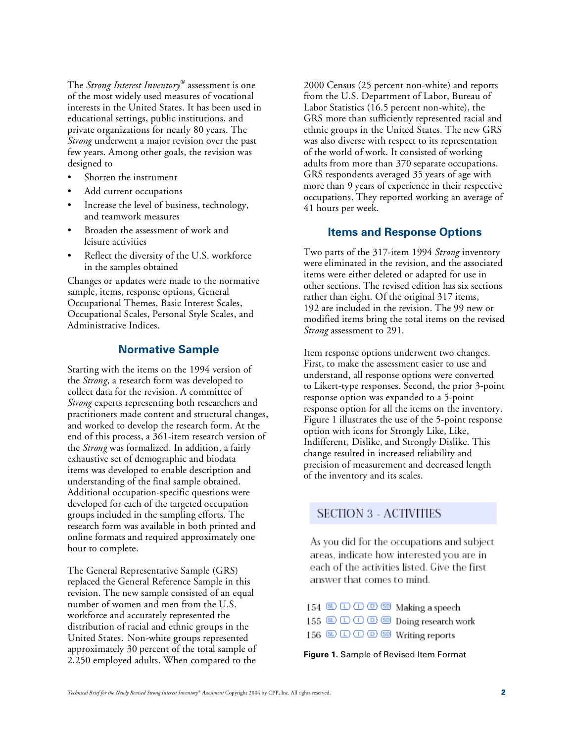The *Strong Interest Inventory*® assessment is one of the most widely used measures of vocational interests in the United States. It has been used in educational settings, public institutions, and private organizations for nearly 80 years. The *Strong* underwent a major revision over the past few years. Among other goals, the revision was designed to

- Shorten the instrument
- Add current occupations
- Increase the level of business, technology, and teamwork measures
- Broaden the assessment of work and leisure activities
- Reflect the diversity of the U.S. workforce in the samples obtained

Changes or updates were made to the normative sample, items, response options, General Occupational Themes, Basic Interest Scales, Occupational Scales, Personal Style Scales, and Administrative Indices.

## Normative Sample

Starting with the items on the 1994 version of the *Strong*, a research form was developed to collect data for the revision. A committee of *Strong* experts representing both researchers and practitioners made content and structural changes, and worked to develop the research form. At the end of this process, a 361-item research version of the *Strong* was formalized. In addition, a fairly exhaustive set of demographic and biodata items was developed to enable description and understanding of the final sample obtained. Additional occupation-specific questions were developed for each of the targeted occupation groups included in the sampling efforts. The research form was available in both printed and online formats and required approximately one hour to complete.

The General Representative Sample (GRS) replaced the General Reference Sample in this revision. The new sample consisted of an equal number of women and men from the U.S. workforce and accurately represented the distribution of racial and ethnic groups in the United States. Non-white groups represented approximately 30 percent of the total sample of 2,250 employed adults. When compared to the 2000 Census (25 percent non-white) and reports from the U.S. Department of Labor, Bureau of Labor Statistics (16.5 percent non-white), the GRS more than sufficiently represented racial and ethnic groups in the United States. The new GRS was also diverse with respect to its representation of the world of work. It consisted of working adults from more than 370 separate occupations. GRS respondents averaged 35 years of age with more than 9 years of experience in their respective occupations. They reported working an average of 41 hours per week.

## Items and Response Options

Two parts of the 317-item 1994 *Strong* inventory were eliminated in the revision, and the associated items were either deleted or adapted for use in other sections. The revised edition has six sections rather than eight. Of the original 317 items, 192 are included in the revision. The 99 new or modified items bring the total items on the revised *Strong* assessment to 291.

Item response options underwent two changes. First, to make the assessment easier to use and understand, all response options were converted to Likert-type responses. Second, the prior 3-point response option was expanded to a 5-point response option for all the items on the inventory. Figure 1 illustrates the use of the 5-point response option with icons for Strongly Like, Like, Indifferent, Dislike, and Strongly Dislike. This change resulted in increased reliability and precision of measurement and decreased length of the inventory and its scales.

SECTION 3 - ACTIVITIES

As you did for the occupations and subject areas, indicate how interested you are in each of the activities listed. Give the first answer that comes to mind.

154 (SL) (L) (I) (D) (SD) Making a speech
155 (SL) (L) (I) (D) (SD) Doing research work
156 (SL) (L) (I) (D) (SD) Writing reports

**Figure 1.** Sample of Revised Item Format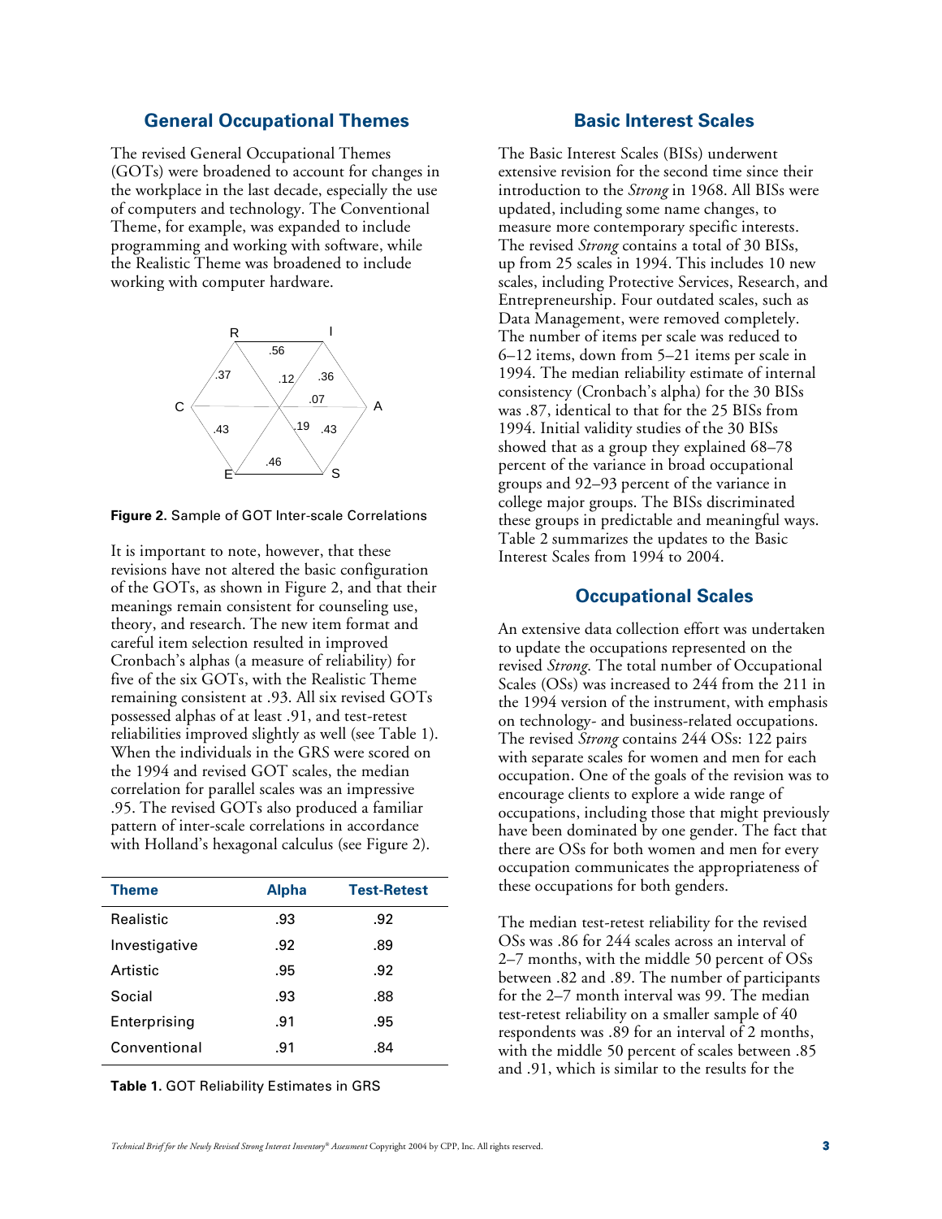## General Occupational Themes

The revised General Occupational Themes (GOTs) were broadened to account for changes in the workplace in the last decade, especially the use of computers and technology. The Conventional Theme, for example, was expanded to include programming and working with software, while the Realistic Theme was broadened to include working with computer hardware.

**Figure 2.** Sample of GOT Inter-scale Correlations

It is important to note, however, that these revisions have not altered the basic configuration of the GOTs, as shown in Figure 2, and that their meanings remain consistent for counseling use, theory, and research. The new item format and careful item selection resulted in improved Cronbach's alphas (a measure of reliability) for five of the six GOTs, with the Realistic Theme remaining consistent at .93. All six revised GOTs possessed alphas of at least .91, and test-retest reliabilities improved slightly as well (see Table 1). When the individuals in the GRS were scored on the 1994 and revised GOT scales, the median correlation for parallel scales was an impressive .95. The revised GOTs also produced a familiar pattern of inter-scale correlations in accordance with Holland's hexagonal calculus (see Figure 2).

| Theme | Alpha | Test-Retest |
|---|---|---|
| Realistic | .93 | .92 |
| Investigative | .92 | .89 |
| Artistic | .95 | .92 |
| Social | .93 | .88 |
| Enterprising | .91 | .95 |
| Conventional | .91 | .84 |

**Table 1.** GOT Reliability Estimates in GRS

## Basic Interest Scales

The Basic Interest Scales (BISs) underwent extensive revision for the second time since their introduction to the *Strong* in 1968. All BISs were updated, including some name changes, to measure more contemporary specific interests. The revised *Strong* contains a total of 30 BISs, up from 25 scales in 1994. This includes 10 new scales, including Protective Services, Research, and Entrepreneurship. Four outdated scales, such as Data Management, were removed completely. The number of items per scale was reduced to 6–12 items, down from 5–21 items per scale in 1994. The median reliability estimate of internal consistency (Cronbach's alpha) for the 30 BISs was .87, identical to that for the 25 BISs from 1994. Initial validity studies of the 30 BISs showed that as a group they explained 68–78 percent of the variance in broad occupational groups and 92–93 percent of the variance in college major groups. The BISs discriminated these groups in predictable and meaningful ways. Table 2 summarizes the updates to the Basic Interest Scales from 1994 to 2004.

## Occupational Scales

An extensive data collection effort was undertaken to update the occupations represented on the revised *Strong*. The total number of Occupational Scales (OSs) was increased to 244 from the 211 in the 1994 version of the instrument, with emphasis on technology- and business-related occupations. The revised *Strong* contains 244 OSs: 122 pairs with separate scales for women and men for each occupation. One of the goals of the revision was to encourage clients to explore a wide range of occupations, including those that might previously have been dominated by one gender. The fact that there are OSs for both women and men for every occupation communicates the appropriateness of these occupations for both genders.

The median test-retest reliability for the revised OSs was .86 for 244 scales across an interval of 2–7 months, with the middle 50 percent of OSs between .82 and .89. The number of participants for the 2–7 month interval was 99. The median test-retest reliability on a smaller sample of 40 respondents was .89 for an interval of 2 months, with the middle 50 percent of scales between .85 and .91, which is similar to the results for the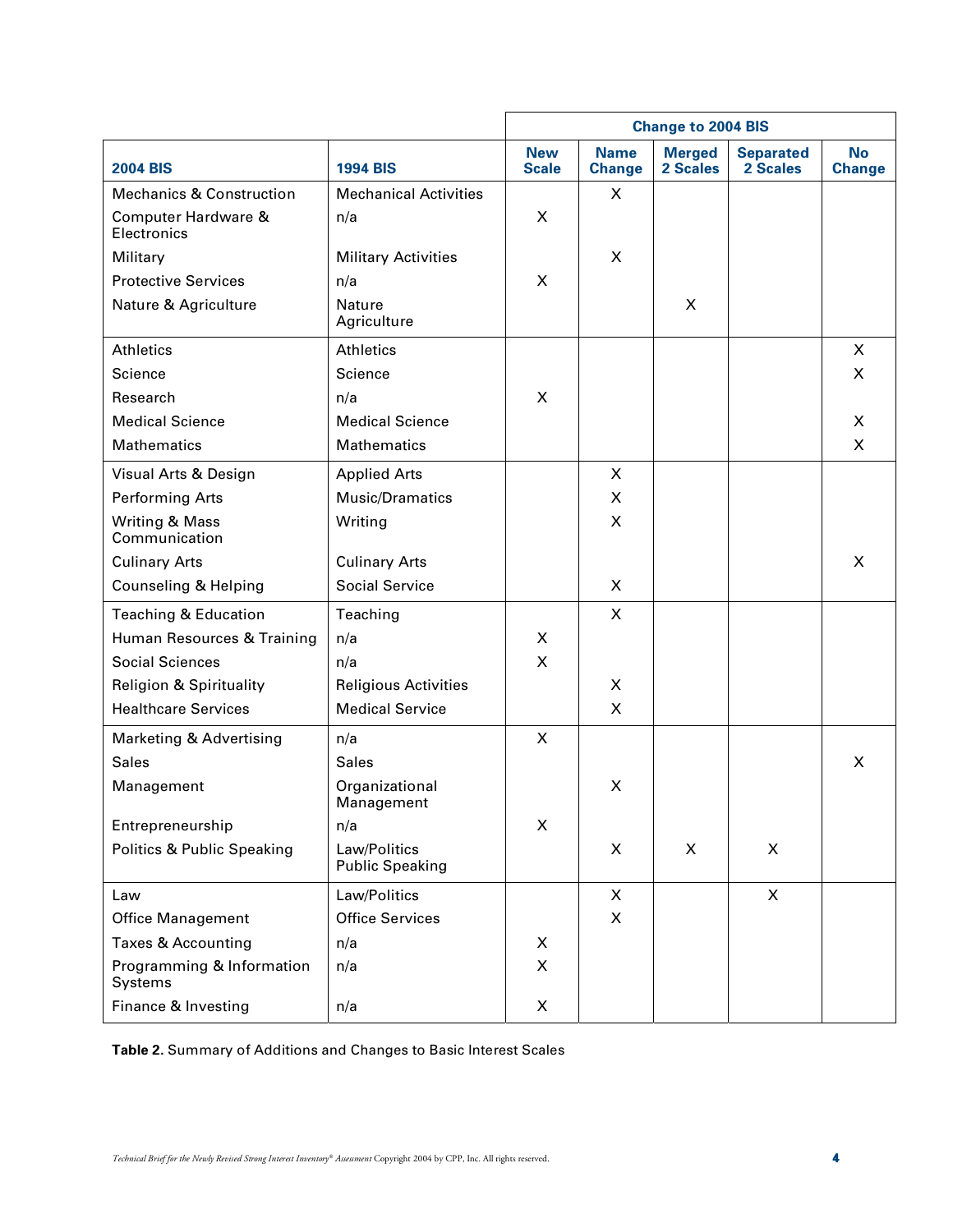| | | Change to 2004 BIS | | | | |
|---|---|---|---|---|---|---|
| **2004 BIS** | **1994 BIS** | **New Scale** | **Name Change** | **Merged 2 Scales** | **Separated 2 Scales** | **No Change** |
| Mechanics & Construction | Mechanical Activities | | X | | | |
| Computer Hardware & Electronics | n/a | X | | | | |
| Military | Military Activities | | X | | | |
| Protective Services | n/a | X | | | | |
| Nature & Agriculture | Nature<br>Agriculture | | | X | | |
| Athletics | Athletics | | | | | X |
| Science | Science | | | | | X |
| Research | n/a | X | | | | |
| Medical Science | Medical Science | | | | | X |
| Mathematics | Mathematics | | | | | X |
| Visual Arts & Design | Applied Arts | | X | | | |
| Performing Arts | Music/Dramatics | | X | | | |
| Writing & Mass Communication | Writing | | X | | | |
| Culinary Arts | Culinary Arts | | | | | X |
| Counseling & Helping | Social Service | | X | | | |
| Teaching & Education | Teaching | | X | | | |
| Human Resources & Training | n/a | X | | | | |
| Social Sciences | n/a | X | | | | |
| Religion & Spirituality | Religious Activities | | X | | | |
| Healthcare Services | Medical Service | | X | | | |
| Marketing & Advertising | n/a | X | | | | |
| Sales | Sales | | | | | X |
| Management | Organizational Management | | X | | | |
| Entrepreneurship | n/a | X | | | | |
| Politics & Public Speaking | Law/Politics<br>Public Speaking | | X | X | X | |
| Law | Law/Politics | | X | | X | |
| Office Management | Office Services | | X | | | |
| Taxes & Accounting | n/a | X | | | | |
| Programming & Information Systems | n/a | X | | | | |
| Finance & Investing | n/a | X | | | | |

**Table 2.** Summary of Additions and Changes to Basic Interest Scales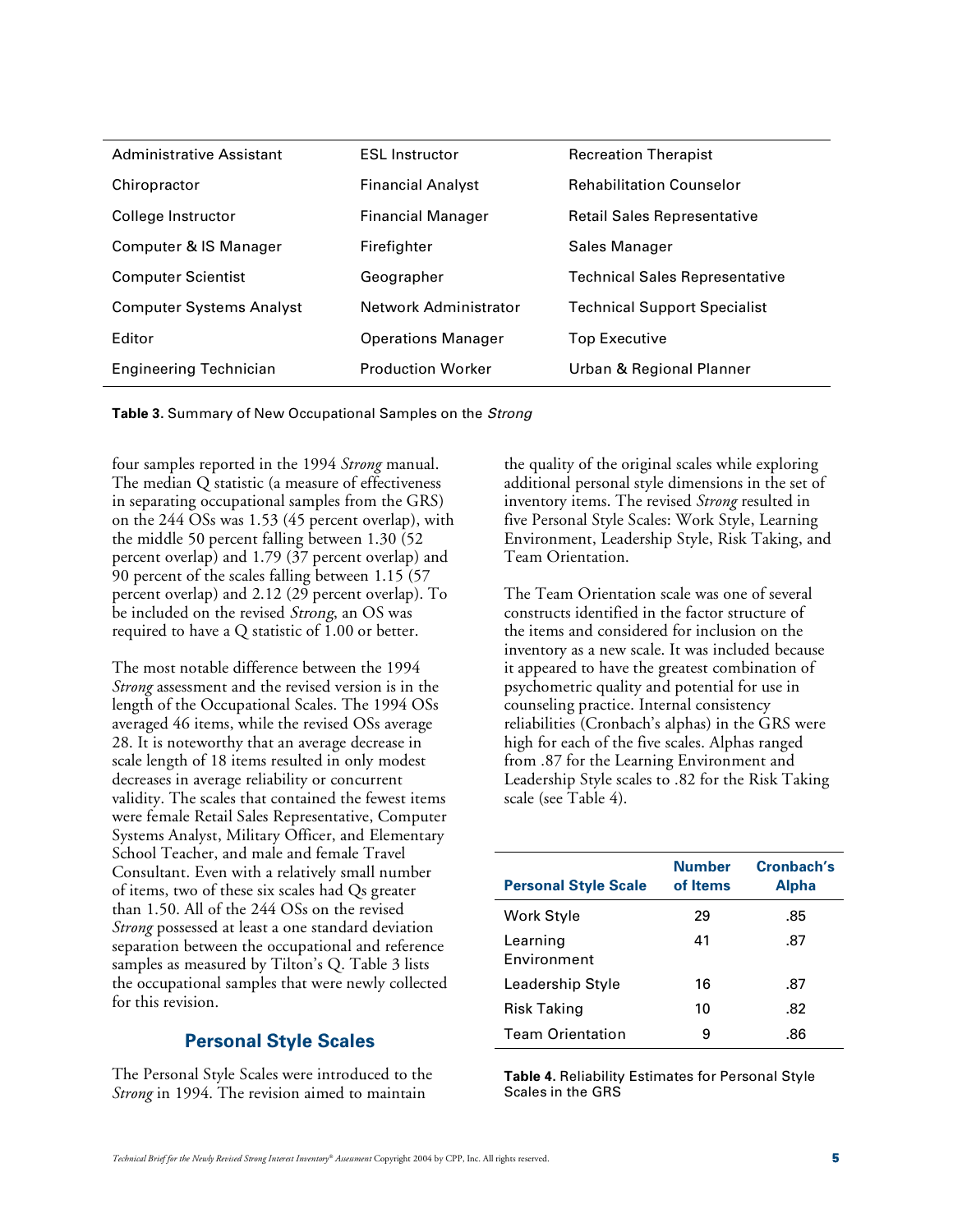| Administrative Assistant | ESL Instructor | Recreation Therapist |
|---|---|---|
| Chiropractor | Financial Analyst | Rehabilitation Counselor |
| College Instructor | Financial Manager | Retail Sales Representative |
| Computer & IS Manager | Firefighter | Sales Manager |
| Computer Scientist | Geographer | Technical Sales Representative |
| Computer Systems Analyst | Network Administrator | Technical Support Specialist |
| Editor | Operations Manager | Top Executive |
| Engineering Technician | Production Worker | Urban & Regional Planner |

**Table 3.** Summary of New Occupational Samples on the *Strong*

four samples reported in the 1994 *Strong* manual. The median Q statistic (a measure of effectiveness in separating occupational samples from the GRS) on the 244 OSs was 1.53 (45 percent overlap), with the middle 50 percent falling between 1.30 (52 percent overlap) and 1.79 (37 percent overlap) and 90 percent of the scales falling between 1.15 (57 percent overlap) and 2.12 (29 percent overlap). To be included on the revised *Strong*, an OS was required to have a Q statistic of 1.00 or better.

The most notable difference between the 1994 *Strong* assessment and the revised version is in the length of the Occupational Scales. The 1994 OSs averaged 46 items, while the revised OSs average 28. It is noteworthy that an average decrease in scale length of 18 items resulted in only modest decreases in average reliability or concurrent validity. The scales that contained the fewest items were female Retail Sales Representative, Computer Systems Analyst, Military Officer, and Elementary School Teacher, and male and female Travel Consultant. Even with a relatively small number of items, two of these six scales had Qs greater than 1.50. All of the 244 OSs on the revised *Strong* possessed at least a one standard deviation separation between the occupational and reference samples as measured by Tilton's Q. Table 3 lists the occupational samples that were newly collected for this revision.

## Personal Style Scales

The Personal Style Scales were introduced to the *Strong* in 1994. The revision aimed to maintain the quality of the original scales while exploring additional personal style dimensions in the set of inventory items. The revised *Strong* resulted in five Personal Style Scales: Work Style, Learning Environment, Leadership Style, Risk Taking, and Team Orientation.

The Team Orientation scale was one of several constructs identified in the factor structure of the items and considered for inclusion on the inventory as a new scale. It was included because it appeared to have the greatest combination of psychometric quality and potential for use in counseling practice. Internal consistency reliabilities (Cronbach's alphas) in the GRS were high for each of the five scales. Alphas ranged from .87 for the Learning Environment and Leadership Style scales to .82 for the Risk Taking scale (see Table 4).

| Personal Style Scale | Number of Items | Cronbach's Alpha |
|---|---|---|
| Work Style | 29 | .85 |
| Learning Environment | 41 | .87 |
| Leadership Style | 16 | .87 |
| Risk Taking | 10 | .82 |
| Team Orientation | 9 | .86 |

**Table 4.** Reliability Estimates for Personal Style Scales in the GRS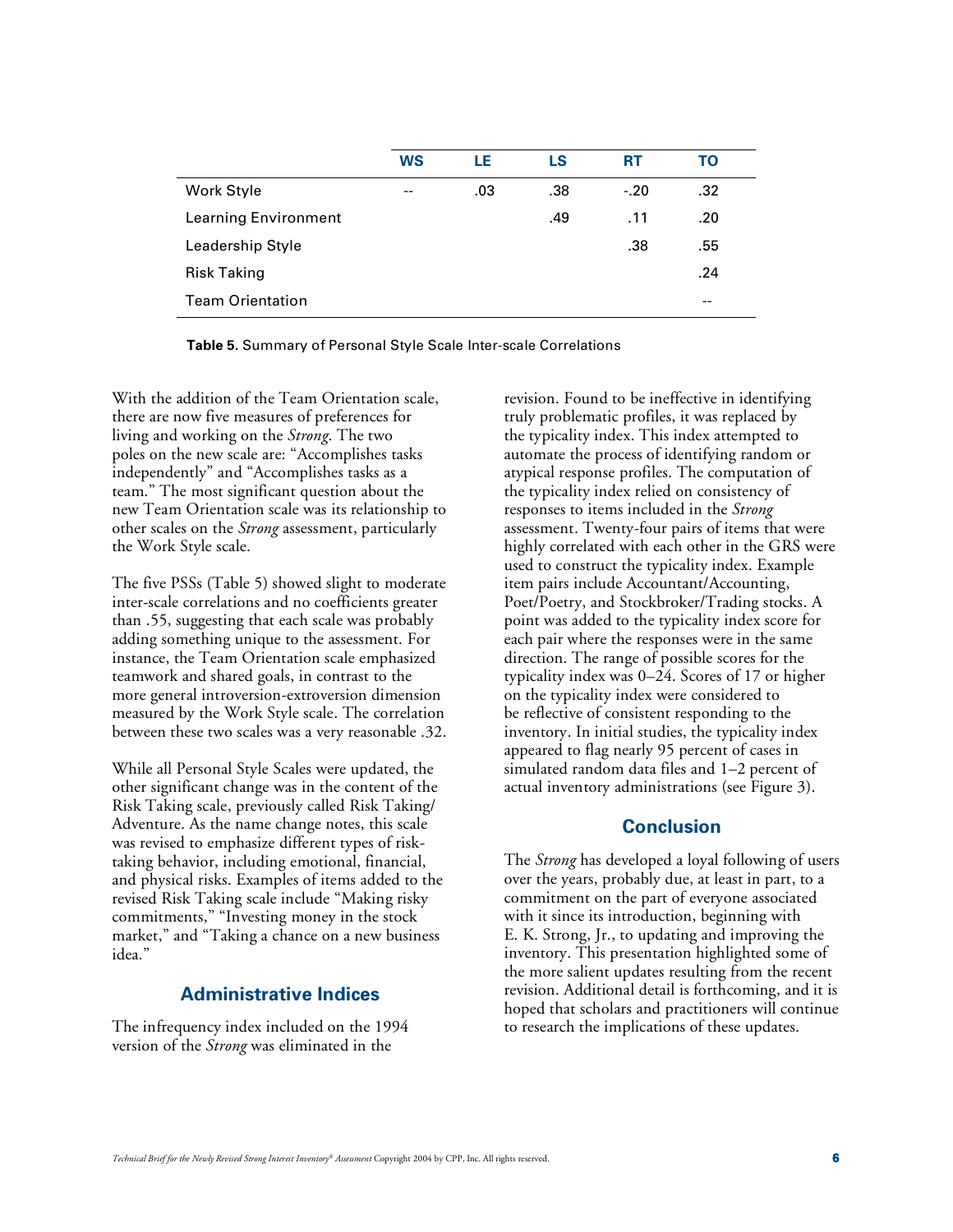| | WS | LE | LS | RT | TO |
|---|---|---|---|---|---|
| Work Style | -- | .03 | .38 | -.20 | .32 |
| Learning Environment | | | .49 | .11 | .20 |
| Leadership Style | | | | .38 | .55 |
| Risk Taking | | | | | .24 |
| Team Orientation | | | | | -- |

**Table 5.** Summary of Personal Style Scale Inter-scale Correlations

With the addition of the Team Orientation scale, there are now five measures of preferences for living and working on the *Strong*. The two poles on the new scale are: "Accomplishes tasks independently" and "Accomplishes tasks as a team." The most significant question about the new Team Orientation scale was its relationship to other scales on the *Strong* assessment, particularly the Work Style scale.

The five PSSs (Table 5) showed slight to moderate inter-scale correlations and no coefficients greater than .55, suggesting that each scale was probably adding something unique to the assessment. For instance, the Team Orientation scale emphasized teamwork and shared goals, in contrast to the more general introversion-extroversion dimension measured by the Work Style scale. The correlation between these two scales was a very reasonable .32.

While all Personal Style Scales were updated, the other significant change was in the content of the Risk Taking scale, previously called Risk Taking/Adventure. As the name change notes, this scale was revised to emphasize different types of risk-taking behavior, including emotional, financial, and physical risks. Examples of items added to the revised Risk Taking scale include "Making risky commitments," "Investing money in the stock market," and "Taking a chance on a new business idea."

## Administrative Indices

The infrequency index included on the 1994 version of the *Strong* was eliminated in the revision. Found to be ineffective in identifying truly problematic profiles, it was replaced by the typicality index. This index attempted to automate the process of identifying random or atypical response profiles. The computation of the typicality index relied on consistency of responses to items included in the *Strong* assessment. Twenty-four pairs of items that were highly correlated with each other in the GRS were used to construct the typicality index. Example item pairs include Accountant/Accounting, Poet/Poetry, and Stockbroker/Trading stocks. A point was added to the typicality index score for each pair where the responses were in the same direction. The range of possible scores for the typicality index was 0–24. Scores of 17 or higher on the typicality index were considered to be reflective of consistent responding to the inventory. In initial studies, the typicality index appeared to flag nearly 95 percent of cases in simulated random data files and 1–2 percent of actual inventory administrations (see Figure 3).

## Conclusion

The *Strong* has developed a loyal following of users over the years, probably due, at least in part, to a commitment on the part of everyone associated with it since its introduction, beginning with E. K. Strong, Jr., to updating and improving the inventory. This presentation highlighted some of the more salient updates resulting from the recent revision. Additional detail is forthcoming, and it is hoped that scholars and practitioners will continue to research the implications of these updates.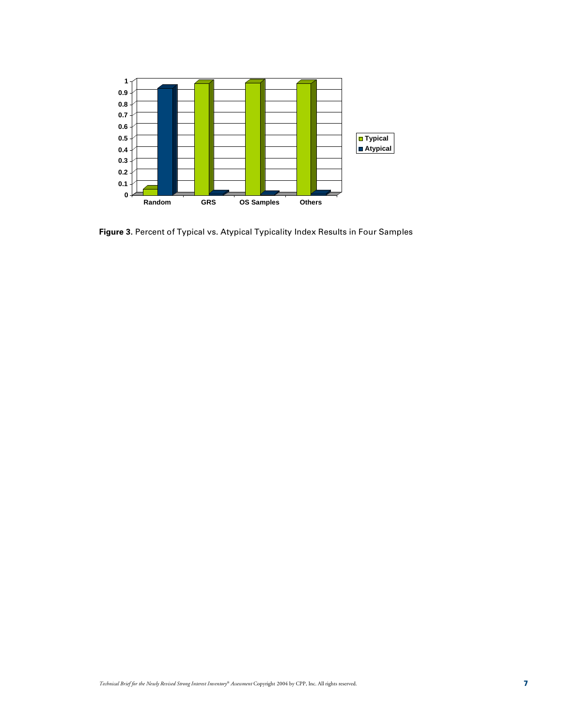1
0.9
0.8
0.7
0.6
0.5
0.4
0.3
0.2
0.1
0

Random
GRS
OS Samples
Others

Typical
Atypical

**Figure 3.** Percent of Typical vs. Atypical Typicality Index Results in Four Samples